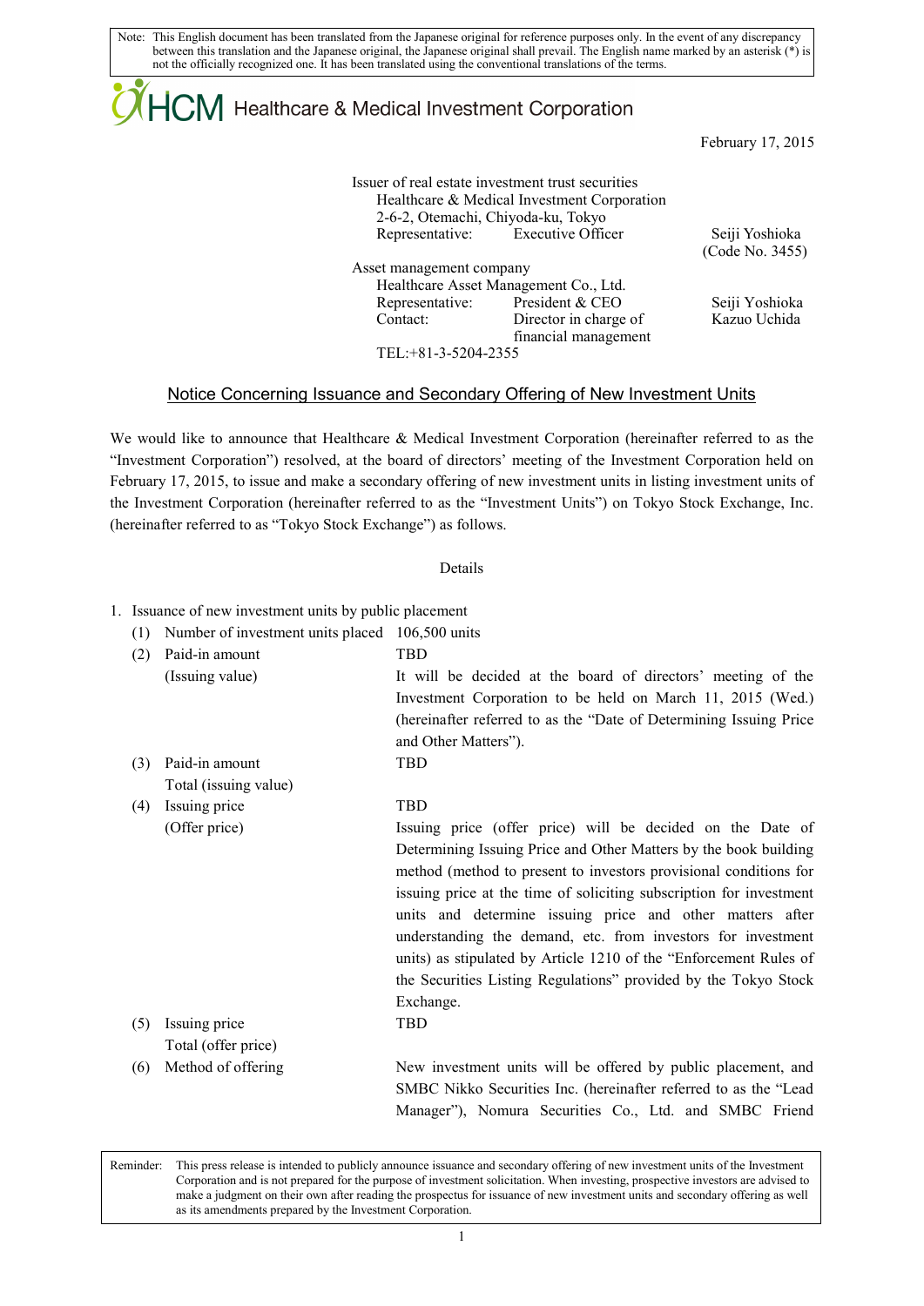Note: This English document has been translated from the Japanese original for reference purposes only. In the event of any discrepancy between this translation and the Japanese original, the Japanese original shall prevail. The English name marked by an asterisk (*) is not the officially recognized one. It has been translated using the conventional translations of the terms.

HCM Healthcare & Medical Investment Corporation

February 17, 2015

Issuer of real estate investment trust securities
Healthcare & Medical Investment Corporation
2-6-2, Otemachi, Chiyoda-ku, Tokyo
Representative: Executive Officer Seiji Yoshioka
(Code No. 3455)

Asset management company
Healthcare Asset Management Co., Ltd.
Representative: President & CEO Seiji Yoshioka
Contact: Director in charge of financial management Kazuo Uchida
TEL:+81-3-5204-2355

## Notice Concerning Issuance and Secondary Offering of New Investment Units

We would like to announce that Healthcare & Medical Investment Corporation (hereinafter referred to as the "Investment Corporation") resolved, at the board of directors' meeting of the Investment Corporation held on February 17, 2015, to issue and make a secondary offering of new investment units in listing investment units of the Investment Corporation (hereinafter referred to as the "Investment Units") on Tokyo Stock Exchange, Inc. (hereinafter referred to as "Tokyo Stock Exchange") as follows.

Details

1. Issuance of new investment units by public placement

| | | |
|---|---|---|
| (1) | Number of investment units placed | 106,500 units |
| (2) | Paid-in amount (Issuing value) | TBD<br>It will be decided at the board of directors' meeting of the Investment Corporation to be held on March 11, 2015 (Wed.) (hereinafter referred to as the "Date of Determining Issuing Price and Other Matters"). |
| (3) | Paid-in amount Total (issuing value) | TBD |
| (4) | Issuing price (Offer price) | TBD<br>Issuing price (offer price) will be decided on the Date of Determining Issuing Price and Other Matters by the book building method (method to present to investors provisional conditions for issuing price at the time of soliciting subscription for investment units and determine issuing price and other matters after understanding the demand, etc. from investors for investment units) as stipulated by Article 1210 of the "Enforcement Rules of the Securities Listing Regulations" provided by the Tokyo Stock Exchange. |
| (5) | Issuing price Total (offer price) | TBD |
| (6) | Method of offering | New investment units will be offered by public placement, and SMBC Nikko Securities Inc. (hereinafter referred to as the "Lead Manager"), Nomura Securities Co., Ltd. and SMBC Friend |

Reminder: This press release is intended to publicly announce issuance and secondary offering of new investment units of the Investment Corporation and is not prepared for the purpose of investment solicitation. When investing, prospective investors are advised to make a judgment on their own after reading the prospectus for issuance of new investment units and secondary offering as well as its amendments prepared by the Investment Corporation.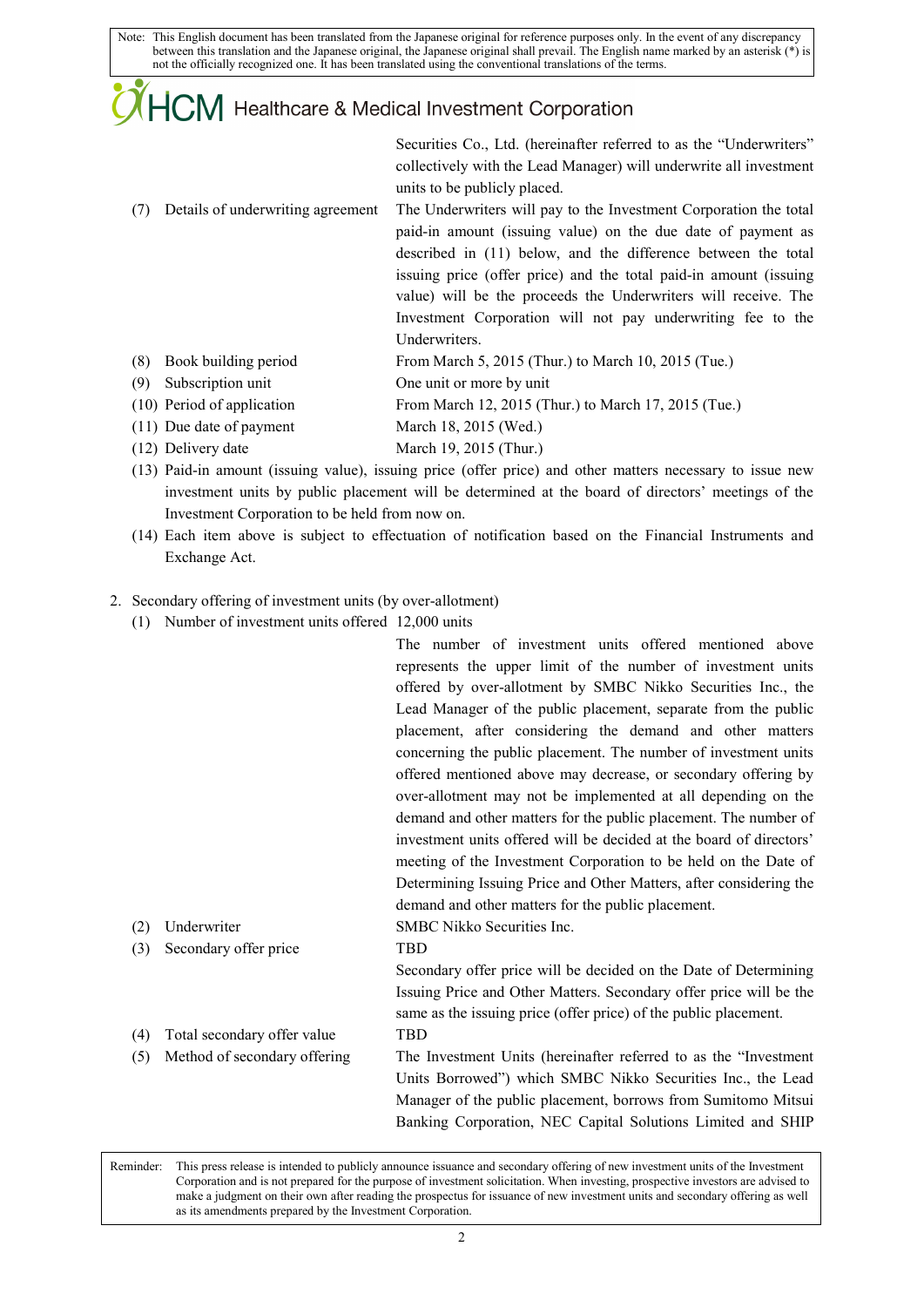Securities Co., Ltd. (hereinafter referred to as the "Underwriters" collectively with the Lead Manager) will underwrite all investment units to be publicly placed.

(7) Details of underwriting agreement — The Underwriters will pay to the Investment Corporation the total paid-in amount (issuing value) on the due date of payment as described in (11) below, and the difference between the total issuing price (offer price) and the total paid-in amount (issuing value) will be the proceeds the Underwriters will receive. The Investment Corporation will not pay underwriting fee to the Underwriters.

(8) Book building period — From March 5, 2015 (Thur.) to March 10, 2015 (Tue.)

(9) Subscription unit — One unit or more by unit

(10) Period of application — From March 12, 2015 (Thur.) to March 17, 2015 (Tue.)

(11) Due date of payment — March 18, 2015 (Wed.)

(12) Delivery date — March 19, 2015 (Thur.)

(13) Paid-in amount (issuing value), issuing price (offer price) and other matters necessary to issue new investment units by public placement will be determined at the board of directors' meetings of the Investment Corporation to be held from now on.

(14) Each item above is subject to effectuation of notification based on the Financial Instruments and Exchange Act.

2. Secondary offering of investment units (by over-allotment)

(1) Number of investment units offered — 12,000 units

The number of investment units offered mentioned above represents the upper limit of the number of investment units offered by over-allotment by SMBC Nikko Securities Inc., the Lead Manager of the public placement, separate from the public placement, after considering the demand and other matters concerning the public placement. The number of investment units offered mentioned above may decrease, or secondary offering by over-allotment may not be implemented at all depending on the demand and other matters for the public placement. The number of investment units offered will be decided at the board of directors' meeting of the Investment Corporation to be held on the Date of Determining Issuing Price and Other Matters, after considering the demand and other matters for the public placement.

(2) Underwriter — SMBC Nikko Securities Inc.

(3) Secondary offer price — TBD

Secondary offer price will be decided on the Date of Determining Issuing Price and Other Matters. Secondary offer price will be the same as the issuing price (offer price) of the public placement.

(4) Total secondary offer value — TBD

(5) Method of secondary offering — The Investment Units (hereinafter referred to as the "Investment Units Borrowed") which SMBC Nikko Securities Inc., the Lead Manager of the public placement, borrows from Sumitomo Mitsui Banking Corporation, NEC Capital Solutions Limited and SHIP

Reminder: This press release is intended to publicly announce issuance and secondary offering of new investment units of the Investment Corporation and is not prepared for the purpose of investment solicitation. When investing, prospective investors are advised to make a judgment on their own after reading the prospectus for issuance of new investment units and secondary offering as well as its amendments prepared by the Investment Corporation.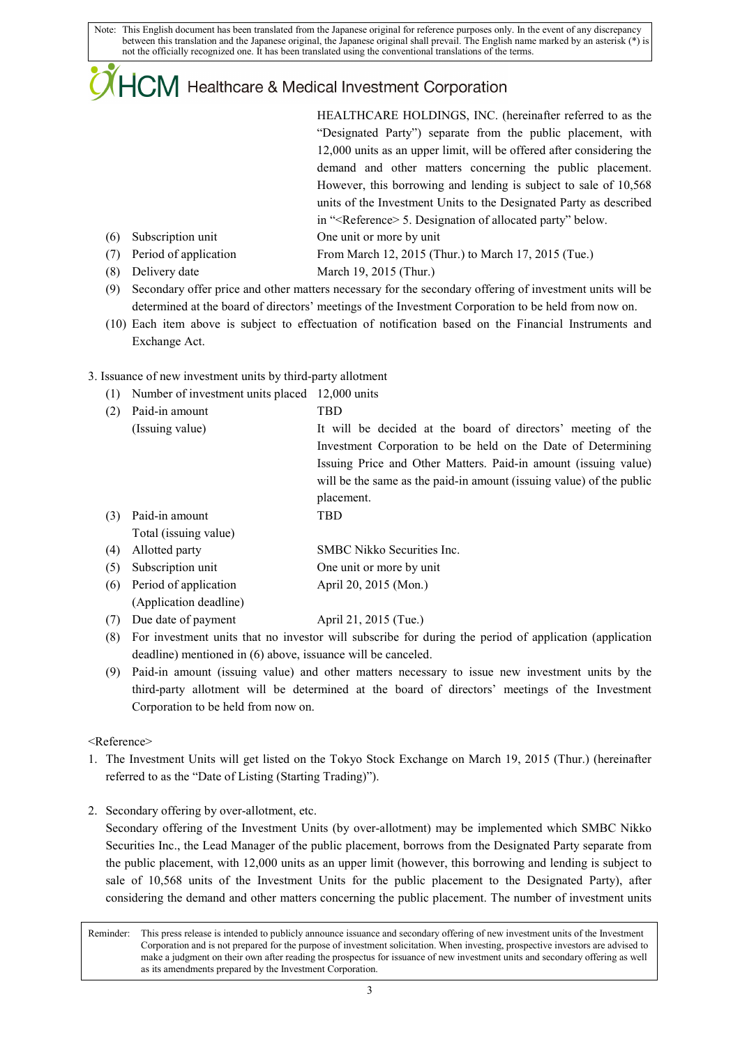HEALTHCARE HOLDINGS, INC. (hereinafter referred to as the "Designated Party") separate from the public placement, with 12,000 units as an upper limit, will be offered after considering the demand and other matters concerning the public placement. However, this borrowing and lending is subject to sale of 10,568 units of the Investment Units to the Designated Party as described in "<Reference> 5. Designation of allocated party" below.

(6) Subscription unit: One unit or more by unit

(7) Period of application: From March 12, 2015 (Thur.) to March 17, 2015 (Tue.)

(8) Delivery date: March 19, 2015 (Thur.)

(9) Secondary offer price and other matters necessary for the secondary offering of investment units will be determined at the board of directors' meetings of the Investment Corporation to be held from now on.

(10) Each item above is subject to effectuation of notification based on the Financial Instruments and Exchange Act.

3. Issuance of new investment units by third-party allotment

(1) Number of investment units placed: 12,000 units

(2) Paid-in amount (Issuing value): TBD

It will be decided at the board of directors' meeting of the Investment Corporation to be held on the Date of Determining Issuing Price and Other Matters. Paid-in amount (issuing value) will be the same as the paid-in amount (issuing value) of the public placement.

(3) Paid-in amount Total (issuing value): TBD

(4) Allotted party: SMBC Nikko Securities Inc.

(5) Subscription unit: One unit or more by unit

(6) Period of application (Application deadline): April 20, 2015 (Mon.)

(7) Due date of payment: April 21, 2015 (Tue.)

(8) For investment units that no investor will subscribe for during the period of application (application deadline) mentioned in (6) above, issuance will be canceled.

(9) Paid-in amount (issuing value) and other matters necessary to issue new investment units by the third-party allotment will be determined at the board of directors' meetings of the Investment Corporation to be held from now on.

<Reference>

1. The Investment Units will get listed on the Tokyo Stock Exchange on March 19, 2015 (Thur.) (hereinafter referred to as the "Date of Listing (Starting Trading)").

2. Secondary offering by over-allotment, etc.

   Secondary offering of the Investment Units (by over-allotment) may be implemented which SMBC Nikko Securities Inc., the Lead Manager of the public placement, borrows from the Designated Party separate from the public placement, with 12,000 units as an upper limit (however, this borrowing and lending is subject to sale of 10,568 units of the Investment Units for the public placement to the Designated Party), after considering the demand and other matters concerning the public placement. The number of investment units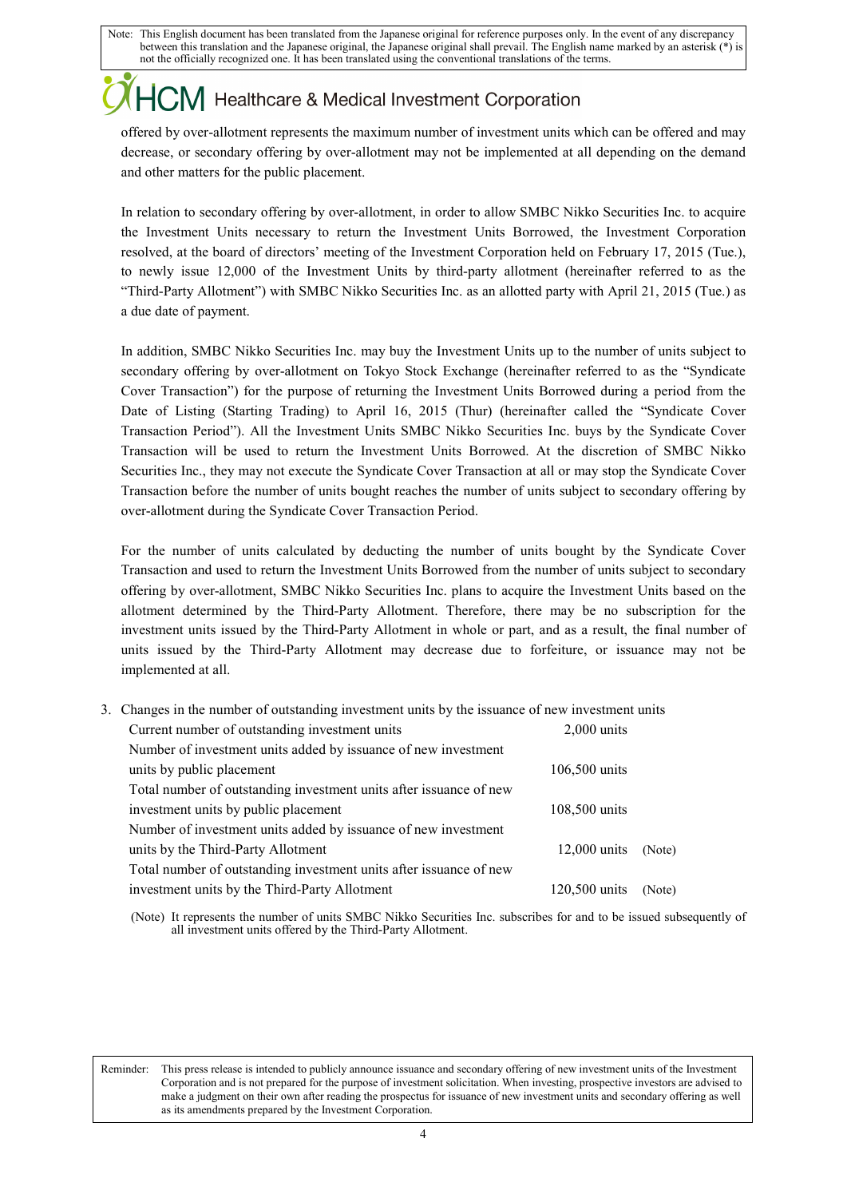offered by over-allotment represents the maximum number of investment units which can be offered and may decrease, or secondary offering by over-allotment may not be implemented at all depending on the demand and other matters for the public placement.

In relation to secondary offering by over-allotment, in order to allow SMBC Nikko Securities Inc. to acquire the Investment Units necessary to return the Investment Units Borrowed, the Investment Corporation resolved, at the board of directors' meeting of the Investment Corporation held on February 17, 2015 (Tue.), to newly issue 12,000 of the Investment Units by third-party allotment (hereinafter referred to as the "Third-Party Allotment") with SMBC Nikko Securities Inc. as an allotted party with April 21, 2015 (Tue.) as a due date of payment.

In addition, SMBC Nikko Securities Inc. may buy the Investment Units up to the number of units subject to secondary offering by over-allotment on Tokyo Stock Exchange (hereinafter referred to as the "Syndicate Cover Transaction") for the purpose of returning the Investment Units Borrowed during a period from the Date of Listing (Starting Trading) to April 16, 2015 (Thur) (hereinafter called the "Syndicate Cover Transaction Period"). All the Investment Units SMBC Nikko Securities Inc. buys by the Syndicate Cover Transaction will be used to return the Investment Units Borrowed. At the discretion of SMBC Nikko Securities Inc., they may not execute the Syndicate Cover Transaction at all or may stop the Syndicate Cover Transaction before the number of units bought reaches the number of units subject to secondary offering by over-allotment during the Syndicate Cover Transaction Period.

For the number of units calculated by deducting the number of units bought by the Syndicate Cover Transaction and used to return the Investment Units Borrowed from the number of units subject to secondary offering by over-allotment, SMBC Nikko Securities Inc. plans to acquire the Investment Units based on the allotment determined by the Third-Party Allotment. Therefore, there may be no subscription for the investment units issued by the Third-Party Allotment in whole or part, and as a result, the final number of units issued by the Third-Party Allotment may decrease due to forfeiture, or issuance may not be implemented at all.

3. Changes in the number of outstanding investment units by the issuance of new investment units

| | | |
|---|---|---|
| Current number of outstanding investment units | 2,000 units | |
| Number of investment units added by issuance of new investment units by public placement | 106,500 units | |
| Total number of outstanding investment units after issuance of new investment units by public placement | 108,500 units | |
| Number of investment units added by issuance of new investment units by the Third-Party Allotment | 12,000 units | (Note) |
| Total number of outstanding investment units after issuance of new investment units by the Third-Party Allotment | 120,500 units | (Note) |

(Note) It represents the number of units SMBC Nikko Securities Inc. subscribes for and to be issued subsequently of all investment units offered by the Third-Party Allotment.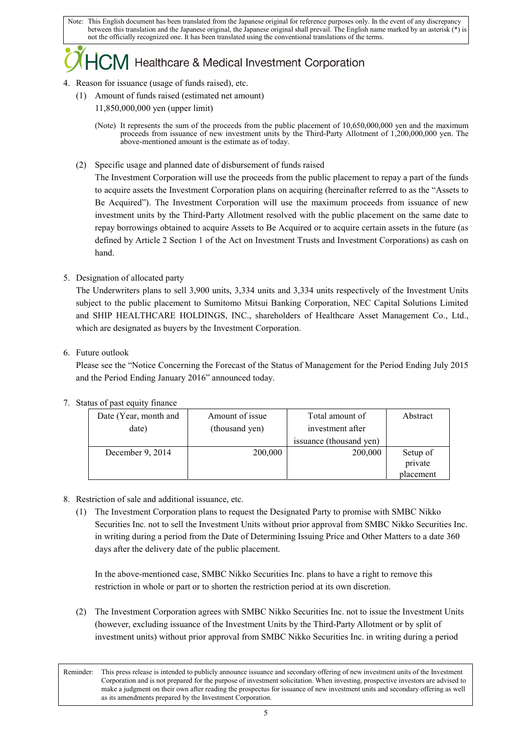4. Reason for issuance (usage of funds raised), etc.

   (1) Amount of funds raised (estimated net amount)

   11,850,000,000 yen (upper limit)

   (Note) It represents the sum of the proceeds from the public placement of 10,650,000,000 yen and the maximum proceeds from issuance of new investment units by the Third-Party Allotment of 1,200,000,000 yen. The above-mentioned amount is the estimate as of today.

   (2) Specific usage and planned date of disbursement of funds raised

   The Investment Corporation will use the proceeds from the public placement to repay a part of the funds to acquire assets the Investment Corporation plans on acquiring (hereinafter referred to as the "Assets to Be Acquired"). The Investment Corporation will use the maximum proceeds from issuance of new investment units by the Third-Party Allotment resolved with the public placement on the same date to repay borrowings obtained to acquire Assets to Be Acquired or to acquire certain assets in the future (as defined by Article 2 Section 1 of the Act on Investment Trusts and Investment Corporations) as cash on hand.

5. Designation of allocated party

   The Underwriters plans to sell 3,900 units, 3,334 units and 3,334 units respectively of the Investment Units subject to the public placement to Sumitomo Mitsui Banking Corporation, NEC Capital Solutions Limited and SHIP HEALTHCARE HOLDINGS, INC., shareholders of Healthcare Asset Management Co., Ltd., which are designated as buyers by the Investment Corporation.

6. Future outlook

   Please see the "Notice Concerning the Forecast of the Status of Management for the Period Ending July 2015 and the Period Ending January 2016" announced today.

7. Status of past equity finance

| Date (Year, month and date) | Amount of issue (thousand yen) | Total amount of investment after issuance (thousand yen) | Abstract |
|---|---|---|---|
| December 9, 2014 | 200,000 | 200,000 | Setup of private placement |

8. Restriction of sale and additional issuance, etc.

   (1) The Investment Corporation plans to request the Designated Party to promise with SMBC Nikko Securities Inc. not to sell the Investment Units without prior approval from SMBC Nikko Securities Inc. in writing during a period from the Date of Determining Issuing Price and Other Matters to a date 360 days after the delivery date of the public placement.

   In the above-mentioned case, SMBC Nikko Securities Inc. plans to have a right to remove this restriction in whole or part or to shorten the restriction period at its own discretion.

   (2) The Investment Corporation agrees with SMBC Nikko Securities Inc. not to issue the Investment Units (however, excluding issuance of the Investment Units by the Third-Party Allotment or by split of investment units) without prior approval from SMBC Nikko Securities Inc. in writing during a period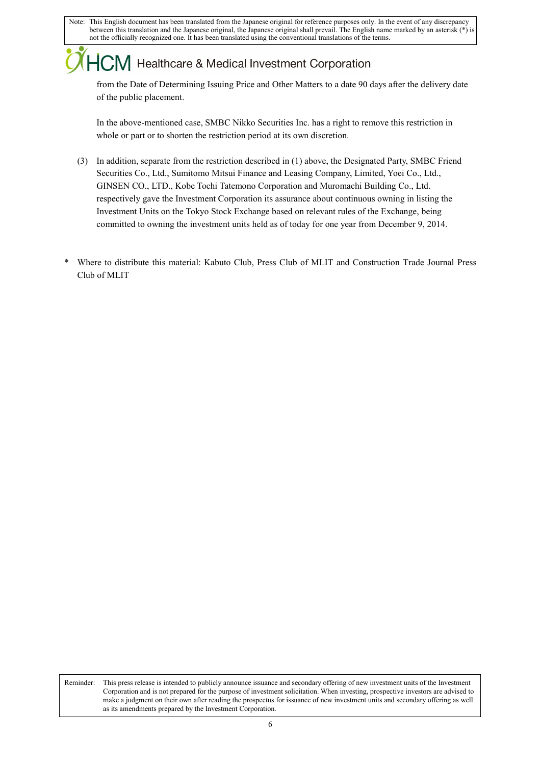from the Date of Determining Issuing Price and Other Matters to a date 90 days after the delivery date of the public placement.

In the above-mentioned case, SMBC Nikko Securities Inc. has a right to remove this restriction in whole or part or to shorten the restriction period at its own discretion.

(3) In addition, separate from the restriction described in (1) above, the Designated Party, SMBC Friend Securities Co., Ltd., Sumitomo Mitsui Finance and Leasing Company, Limited, Yoei Co., Ltd., GINSEN CO., LTD., Kobe Tochi Tatemono Corporation and Muromachi Building Co., Ltd. respectively gave the Investment Corporation its assurance about continuous owning in listing the Investment Units on the Tokyo Stock Exchange based on relevant rules of the Exchange, being committed to owning the investment units held as of today for one year from December 9, 2014.

* Where to distribute this material: Kabuto Club, Press Club of MLIT and Construction Trade Journal Press Club of MLIT